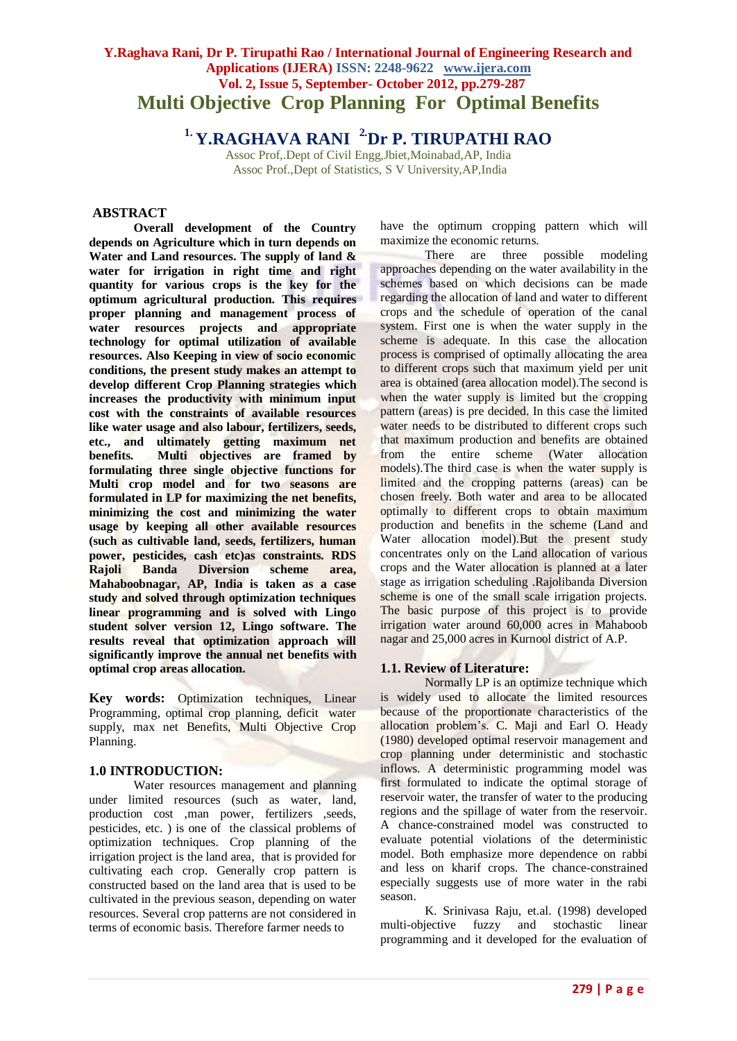# Multi Objective Crop Planning For Optimal Benefits

**[1] Y.RAGHAVA RANI [2] Dr P. TIRUPATHI RAO**

Assoc Prof,.Dept of Civil Engg,Jbiet,Moinabad,AP, India
Assoc Prof.,Dept of Statistics, S V University,AP,India

## ABSTRACT

**Overall development of the Country depends on Agriculture which in turn depends on Water and Land resources. The supply of land & water for irrigation in right time and right quantity for various crops is the key for the optimum agricultural production. This requires proper planning and management process of water resources projects and appropriate technology for optimal utilization of available resources. Also Keeping in view of socio economic conditions, the present study makes an attempt to develop different Crop Planning strategies which increases the productivity with minimum input cost with the constraints of available resources like water usage and also labour, fertilizers, seeds, etc., and ultimately getting maximum net benefits. Multi objectives are framed by formulating three single objective functions for Multi crop model and for two seasons are formulated in LP for maximizing the net benefits, minimizing the cost and minimizing the water usage by keeping all other available resources (such as cultivable land, seeds, fertilizers, human power, pesticides, cash etc)as constraints. RDS Rajoli Banda Diversion scheme area, Mahaboobnagar, AP, India is taken as a case study and solved through optimization techniques linear programming and is solved with Lingo student solver version 12, Lingo software. The results reveal that optimization approach will significantly improve the annual net benefits with optimal crop areas allocation.**

**Key words:** Optimization techniques, Linear Programming, optimal crop planning, deficit water supply, max net Benefits, Multi Objective Crop Planning.

## 1.0 INTRODUCTION:

Water resources management and planning under limited resources (such as water, land, production cost ,man power, fertilizers ,seeds, pesticides, etc. ) is one of the classical problems of optimization techniques. Crop planning of the irrigation project is the land area, that is provided for cultivating each crop. Generally crop pattern is constructed based on the land area that is used to be cultivated in the previous season, depending on water resources. Several crop patterns are not considered in terms of economic basis. Therefore farmer needs to have the optimum cropping pattern which will maximize the economic returns.

There are three possible modeling approaches depending on the water availability in the schemes based on which decisions can be made regarding the allocation of land and water to different crops and the schedule of operation of the canal system. First one is when the water supply in the scheme is adequate. In this case the allocation process is comprised of optimally allocating the area to different crops such that maximum yield per unit area is obtained (area allocation model).The second is when the water supply is limited but the cropping pattern (areas) is pre decided. In this case the limited water needs to be distributed to different crops such that maximum production and benefits are obtained from the entire scheme (Water allocation models).The third case is when the water supply is limited and the cropping patterns (areas) can be chosen freely. Both water and area to be allocated optimally to different crops to obtain maximum production and benefits in the scheme (Land and Water allocation model).But the present study concentrates only on the Land allocation of various crops and the Water allocation is planned at a later stage as irrigation scheduling .Rajolibanda Diversion scheme is one of the small scale irrigation projects. The basic purpose of this project is to provide irrigation water around 60,000 acres in Mahaboob nagar and 25,000 acres in Kurnool district of A.P.

### 1.1. Review of Literature:

Normally LP is an optimize technique which is widely used to allocate the limited resources because of the proportionate characteristics of the allocation problem's. C. Maji and Earl O. Heady (1980) developed optimal reservoir management and crop planning under deterministic and stochastic inflows. A deterministic programming model was first formulated to indicate the optimal storage of reservoir water, the transfer of water to the producing regions and the spillage of water from the reservoir. A chance-constrained model was constructed to evaluate potential violations of the deterministic model. Both emphasize more dependence on rabbi and less on kharif crops. The chance-constrained especially suggests use of more water in the rabi season.

K. Srinivasa Raju, et.al. (1998) developed multi-objective fuzzy and stochastic linear programming and it developed for the evaluation of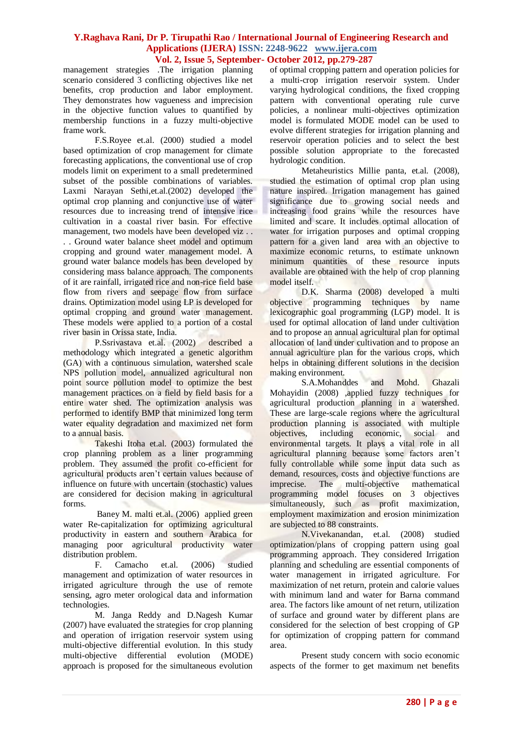management strategies .The irrigation planning scenario considered 3 conflicting objectives like net benefits, crop production and labor employment. They demonstrates how vagueness and imprecision in the objective function values to quantified by membership functions in a fuzzy multi-objective frame work.

F.S.Royee et.al. (2000) studied a model based optimization of crop management for climate forecasting applications, the conventional use of crop models limit on experiment to a small predetermined subset of the possible combinations of variables. Laxmi Narayan Sethi,et.al.(2002) developed the optimal crop planning and conjunctive use of water resources due to increasing trend of intensive rice cultivation in a coastal river basin. For effective management, two models have been developed viz . . . . Ground water balance sheet model and optimum cropping and ground water management model. A ground water balance models has been developed by considering mass balance approach. The components of it are rainfall, irrigated rice and non-rice field base flow from rivers and seepage flow from surface drains. Optimization model using LP is developed for optimal cropping and ground water management. These models were applied to a portion of a costal river basin in Orissa state, India.

P.Ssrivastava et.al. (2002) described a methodology which integrated a genetic algorithm (GA) with a continuous simulation, watershed scale NPS pollution model, annualized agricultural non point source pollution model to optimize the best management practices on a field by field basis for a entire water shed. The optimization analysis was performed to identify BMP that minimized long term water equality degradation and maximized net form to a annual basis.

Takeshi Itoha et.al. (2003) formulated the crop planning problem as a liner programming problem. They assumed the profit co-efficient for agricultural products aren't certain values because of influence on future with uncertain (stochastic) values are considered for decision making in agricultural forms.

Baney M. malti et.al. (2006) applied green water Re-capitalization for optimizing agricultural productivity in eastern and southern Arabica for managing poor agricultural productivity water distribution problem.

F. Camacho et.al. (2006) studied management and optimization of water resources in irrigated agriculture through the use of remote sensing, agro meter orological data and information technologies.

M. Janga Reddy and D.Nagesh Kumar (2007) have evaluated the strategies for crop planning and operation of irrigation reservoir system using multi-objective differential evolution. In this study multi-objective differential evolution (MODE) approach is proposed for the simultaneous evolution of optimal cropping pattern and operation policies for a multi-crop irrigation reservoir system. Under varying hydrological conditions, the fixed cropping pattern with conventional operating rule curve policies, a nonlinear multi-objectives optimization model is formulated MODE model can be used to evolve different strategies for irrigation planning and reservoir operation policies and to select the best possible solution appropriate to the forecasted hydrologic condition.

Metaheuristics Millie panta, et.al. (2008), studied the estimation of optimal crop plan using nature inspired. Irrigation management has gained significance due to growing social needs and increasing food grains while the resources have limited and scare. It includes optimal allocation of water for irrigation purposes and optimal cropping pattern for a given land area with an objective to maximize economic returns, to estimate unknown minimum quantities of these resource inputs available are obtained with the help of crop planning model itself.

D.K. Sharma (2008) developed a multi objective programming techniques by name lexicographic goal programming (LGP) model. It is used for optimal allocation of land under cultivation and to propose an annual agricultural plan for optimal allocation of land under cultivation and to propose an annual agriculture plan for the various crops, which helps in obtaining different solutions in the decision making environment.

S.A.Mohanddes and Mohd. Ghazali Mohayidin (2008) ,applied fuzzy techniques for agricultural production planning in a watershed. These are large-scale regions where the agricultural production planning is associated with multiple objectives, including economic, social and environmental targets. It plays a vital role in all agricultural planning because some factors aren't fully controllable while some input data such as demand, resources, costs and objective functions are imprecise. The multi-objective mathematical programming model focuses on 3 objectives simultaneously, such as profit maximization, employment maximization and erosion minimization are subjected to 88 constraints.

N.Vivekanandan, et.al. (2008) studied optimization/plans of cropping pattern using goal programming approach. They considered Irrigation planning and scheduling are essential components of water management in irrigated agriculture. For maximization of net return, protein and calorie values with minimum land and water for Barna command area. The factors like amount of net return, utilization of surface and ground water by different plans are considered for the selection of best cropping of GP for optimization of cropping pattern for command area.

Present study concern with socio economic aspects of the former to get maximum net benefits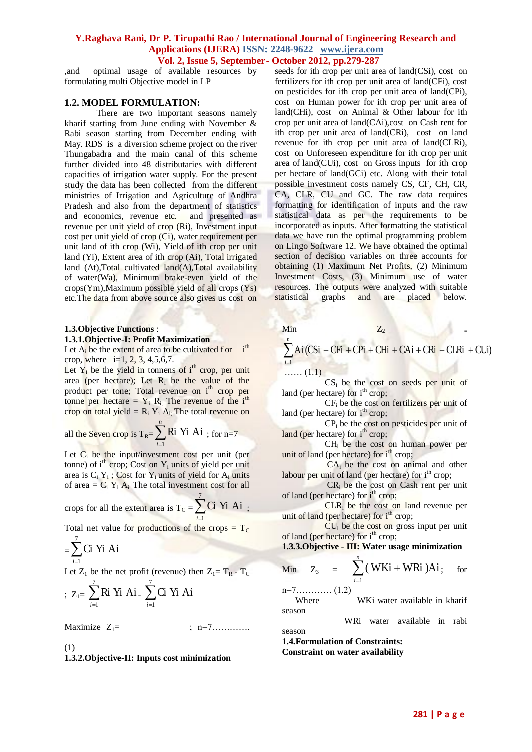,and optimal usage of available resources by formulating multi Objective model in LP

## 1.2. MODEL FORMULATION:

There are two important seasons namely kharif starting from June ending with November & Rabi season starting from December ending with May. RDS is a diversion scheme project on the river Thungabadra and the main canal of this scheme further divided into 48 distributaries with different capacities of irrigation water supply. For the present study the data has been collected from the different ministries of Irrigation and Agriculture of Andhra Pradesh and also from the department of statistics and economics, revenue etc. and presented as revenue per unit yield of crop (Ri), Investment input cost per unit yield of crop (Ci), water requirement per unit land of ith crop (Wi), Yield of ith crop per unit land (Yi), Extent area of ith crop (Ai), Total irrigated land (At),Total cultivated land(A),Total availability of water(Wa), Minimum brake-even yield of the crops(Ym),Maximum possible yield of all crops (Ys) etc.The data from above source also gives us cost on seeds for ith crop per unit area of land(CSi), cost on fertilizers for ith crop per unit area of land(CFi), cost on pesticides for ith crop per unit area of land(CPi), cost on Human power for ith crop per unit area of land(CHi), cost on Animal & Other labour for ith crop per unit area of land(CAi),cost on Cash rent for ith crop per unit area of land(CRi), cost on land revenue for ith crop per unit area of land(CLRi), cost on Unforeseen expenditure for ith crop per unit area of land(CUi), cost on Gross inputs for ith crop per hectare of land(GCi) etc. Along with their total possible investment costs namely CS, CF, CH, CR, CA, CLR, CU and GC. The raw data requires formatting for identification of inputs and the raw statistical data as per the requirements to be incorporated as inputs. After formatting the statistical data we have run the optimal programming problem on Lingo Software 12. We have obtained the optimal section of decision variables on three accounts for obtaining (1) Maximum Net Profits, (2) Minimum Investment Costs, (3) Minimum use of water resources. The outputs were analyzed with suitable statistical graphs and are placed below.

## 1.3.Objective Functions :

### 1.3.1.Objective-I: Profit Maximization

Let $A_i$ be the extent of area to be cultivated for $i^{th}$ crop, where i=1, 2, 3, 4,5,6,7.

Let $Y_i$ be the yield in tonnens of $i^{th}$ crop, per unit area (per hectare); Let $R_i$ be the value of the product per tone; Total revenue on $i^{th}$ crop per tonne per hectare = $Y_i$ $R_i$; The revenue of the $i^{th}$ crop on total yield = $R_i Y_i A_i$; The total revenue on all the Seven crop is $T_R = \sum_{i=1}^{n} R_i Y_i A_i$ ; for n=7

Let $C_i$ be the input/investment cost per unit (per tonne) of $i^{th}$ crop; Cost on $Y_i$ units of yield per unit area is $C_i Y_i$ ; Cost for $Y_i$ units of yield for $A_i$ units of area = $C_i Y_i A_i$; The total investment cost for all crops for all the extent area is $T_C = \sum_{i=1}^{7} C_i Y_i A_i$ ;

Total net value for productions of the crops = $T_C$ $= \sum_{i=1}^{7} C_i Y_i A_i$

Let $Z_1$ be the net profit (revenue) then $Z_1 = T_R - T_C$ ; $Z_1 = \sum_{i=1}^{7} R_i Y_i A_i - \sum_{i=1}^{7} C_i Y_i A_i$

Maximize $Z_1$= ; n=7………….

(1)

### 1.3.2.Objective-II: Inputs cost minimization

Min $Z_2$ =

$$\sum_{i=1}^{n} A_i(CS_i + CF_i + CP_i + CH_i + CA_i + CR_i + CLR_i + CU_i)$$

…… (1.1)

$CS_i$ be the cost on seeds per unit of land (per hectare) for $i^{th}$ crop;

$CF_i$ be the cost on fertilizers per unit of land (per hectare) for $i^{th}$ crop;

$CP_i$ be the cost on pesticides per unit of land (per hectare) for $i^{th}$ crop;

$CH_i$ be the cost on human power per unit of land (per hectare) for $i^{th}$ crop;

$CA_i$ be the cost on animal and other labour per unit of land (per hectare) for $i^{th}$ crop;

$CR_i$ be the cost on Cash rent per unit of land (per hectare) for $i^{th}$ crop;

$CLR_i$ be the cost on land revenue per unit of land (per hectare) for $i^{th}$ crop;

$CU_i$ be the cost on gross input per unit of land (per hectare) for $i^{th}$ crop;

### 1.3.3.Objective - III: Water usage minimization

$$\text{Min } Z_3 = \sum_{i=1}^{n} (WK_i + WR_i)A_i; \quad \text{for}$$

n=7………… (1.2)

Where WKi water available in kharif season

WRi water available in rabi season

## 1.4.Formulation of Constraints:

**Constraint on water availability**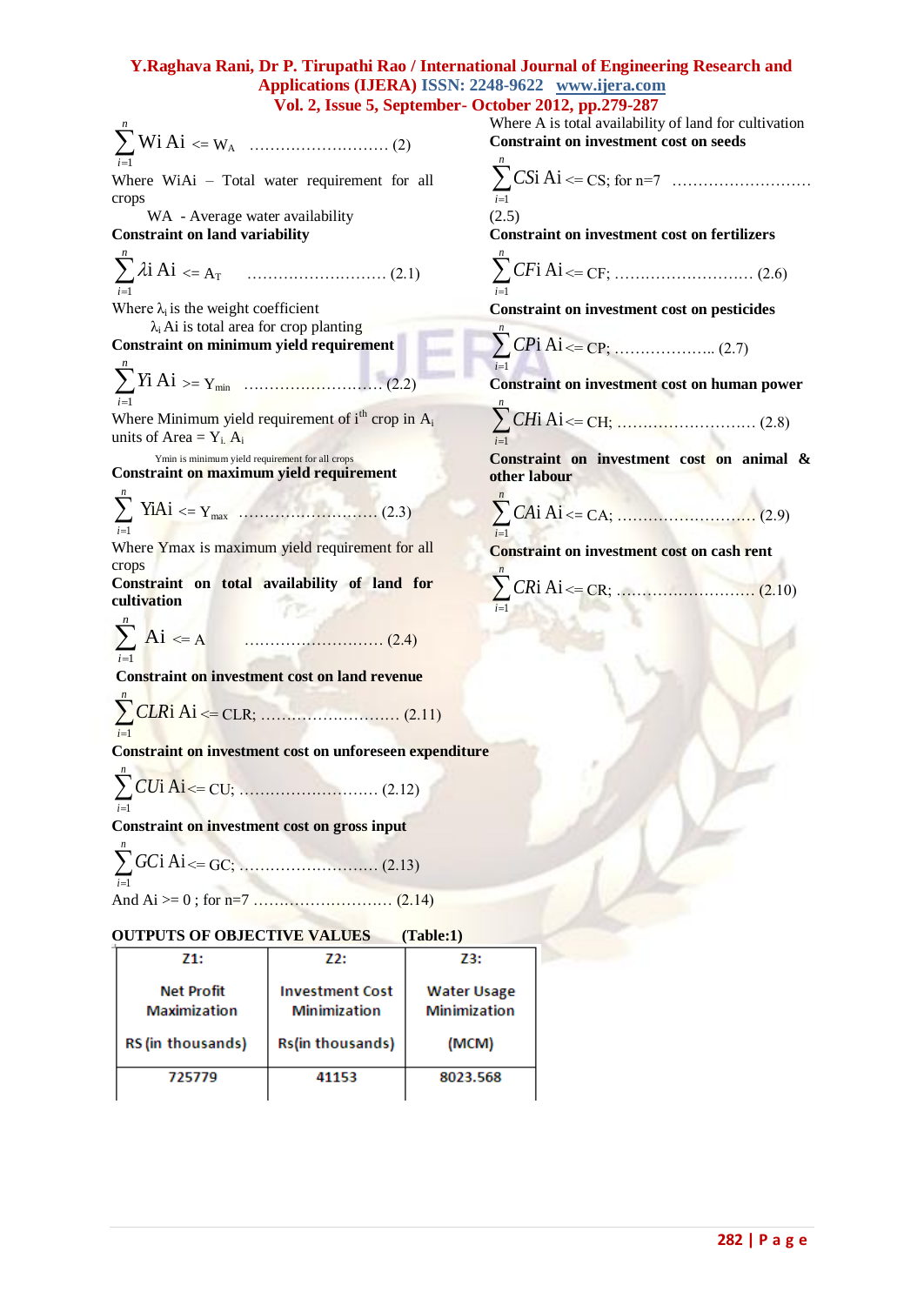$$\sum_{i=1}^{n} \text{Wi Ai} <= W_A \quad \text{……………………… (2)}$$

Where WiAi – Total water requirement for all crops

WA - Average water availability

**Constraint on land variability**

$$\sum_{i=1}^{n} \lambda\text{i Ai} <= A_T \quad \text{……………………… (2.1)}$$

Where $\lambda_i$ is the weight coefficient

$\lambda_i$ Ai is total area for crop planting

**Constraint on minimum yield requirement**

$$\sum_{i=1}^{n} \text{Yi Ai} >= Y_{min} \quad \text{……………………… (2.2)}$$

Where Minimum yield requirement of $i^{th}$ crop in $A_i$ units of Area = $Y_{i.}$ $A_i$

Ymin is minimum yield requirement for all crops

**Constraint on maximum yield requirement**

$$\sum_{i=1}^{n} \text{YiAi} <= Y_{max} \quad \text{……………………… (2.3)}$$

Where Ymax is maximum yield requirement for all crops

**Constraint on total availability of land for cultivation**

$$\sum_{i=1}^{n} \text{Ai} <= A \quad \text{……………………… (2.4)}$$

Where A is total availability of land for cultivation

**Constraint on investment cost on seeds**

$$\sum_{i=1}^{n} CS\text{i Ai} <= CS; \text{ for n=7} \quad \text{……………………… (2.5)}$$

**Constraint on investment cost on fertilizers**

$$\sum_{i=1}^{n} CF\text{i Ai} <= CF; \quad \text{……………………… (2.6)}$$

**Constraint on investment cost on pesticides**

$$\sum_{i=1}^{n} CP\text{i Ai} <= CP; \quad \text{……………….. (2.7)}$$

**Constraint on investment cost on human power**

$$\sum_{i=1}^{n} CH\text{i Ai} <= CH; \quad \text{……………………… (2.8)}$$

**Constraint on investment cost on animal & other labour**

$$\sum_{i=1}^{n} CA\text{i Ai} <= CA; \quad \text{……………………… (2.9)}$$

**Constraint on investment cost on cash rent**

$$\sum_{i=1}^{n} CR\text{i Ai} <= CR; \quad \text{……………………… (2.10)}$$

**Constraint on investment cost on land revenue**

$$\sum_{i=1}^{n} CLR\text{i Ai} <= CLR; \quad \text{……………………… (2.11)}$$

**Constraint on investment cost on unforeseen expenditure**

$$\sum_{i=1}^{n} CU\text{i Ai} <= CU; \quad \text{……………………… (2.12)}$$

**Constraint on investment cost on gross input**

$$\sum_{i=1}^{n} GC\text{i Ai} <= GC; \quad \text{……………………… (2.13)}$$

And Ai >= 0 ; for n=7 ……………………… (2.14)

**OUTPUTS OF OBJECTIVE VALUES (Table:1)**

| Z1: Net Profit Maximization RS (in thousands) | Z2: Investment Cost Minimization Rs(in thousands) | Z3: Water Usage Minimization (MCM) |
|---|---|---|
| 725779 | 41153 | 8023.568 |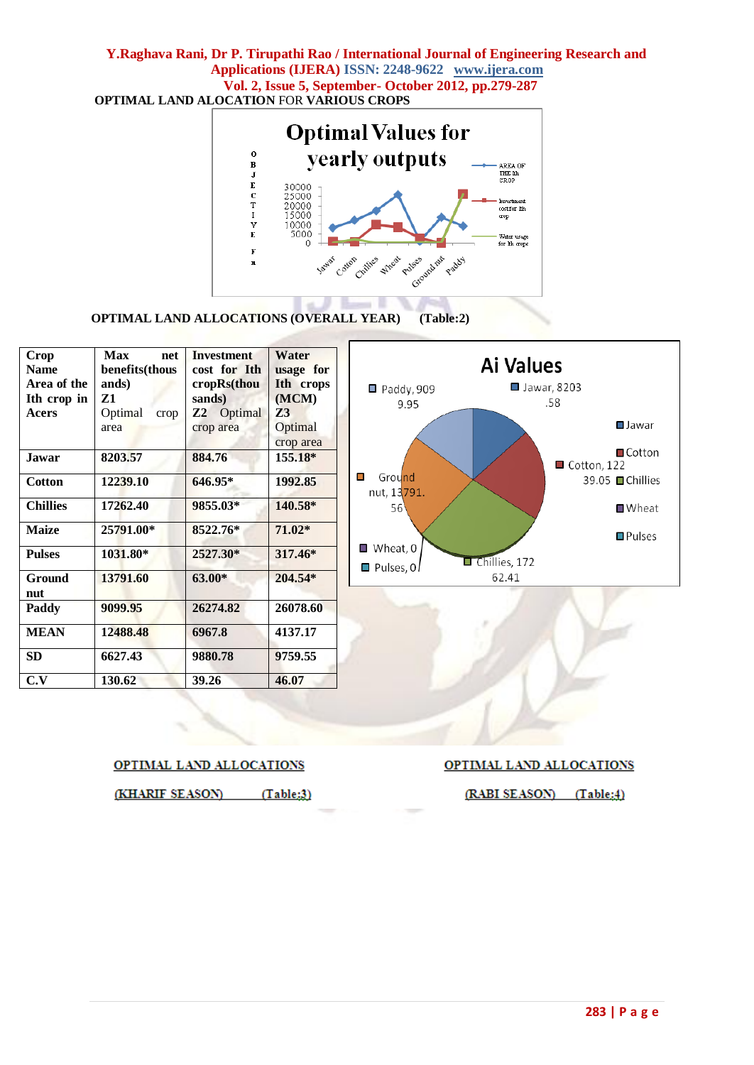**OPTIMAL LAND ALOCATION** FOR **VARIOUS CROPS**

Optimal Values for yearly outputs

OBJECTIVE Fn

30000
25000
20000
15000
10000
5000
0

Jawar Cotton Chillies Wheat Pulses Ground nut Paddy

AREA OF THE Ith CROP
Investment cost for Ith crop
Water usage for Ith crops

**OPTIMAL LAND ALLOCATIONS (OVERALL YEAR) (Table:2)**

| Crop Name Area of the Ith crop in Acers | Max net benefits(thousands) Z1 Optimal crop area | Investment cost for Ith cropRs(thousands) Z2 Optimal crop area | Water usage for Ith crops (MCM) Z3 Optimal crop area |
|---|---|---|---|
| **Jawar** | **8203.57** | **884.76** | **155.18*** |
| **Cotton** | **12239.10** | **646.95*** | **1992.85** |
| **Chillies** | **17262.40** | **9855.03*** | **140.58*** |
| **Maize** | **25791.00*** | **8522.76*** | **71.02*** |
| **Pulses** | **1031.80*** | **2527.30*** | **317.46*** |
| **Ground nut** | **13791.60** | **63.00*** | **204.54*** |
| **Paddy** | **9099.95** | **26274.82** | **26078.60** |
| **MEAN** | **12488.48** | **6967.8** | **4137.17** |
| **SD** | **6627.43** | **9880.78** | **9759.55** |
| **C.V** | **130.62** | **39.26** | **46.07** |

Ai Values

Paddy, 9099.95
Jawar, 8203.58
Cotton, 12239.05
Ground nut, 13791.56
Wheat, 0
Pulses, 0
Chillies, 17262.41

Jawar
Cotton
Chillies
Wheat
Pulses

OPTIMAL LAND ALLOCATIONS

(KHARIF SEASON) (Table:3)

OPTIMAL LAND ALLOCATIONS

(RABI SEASON) (Table:4)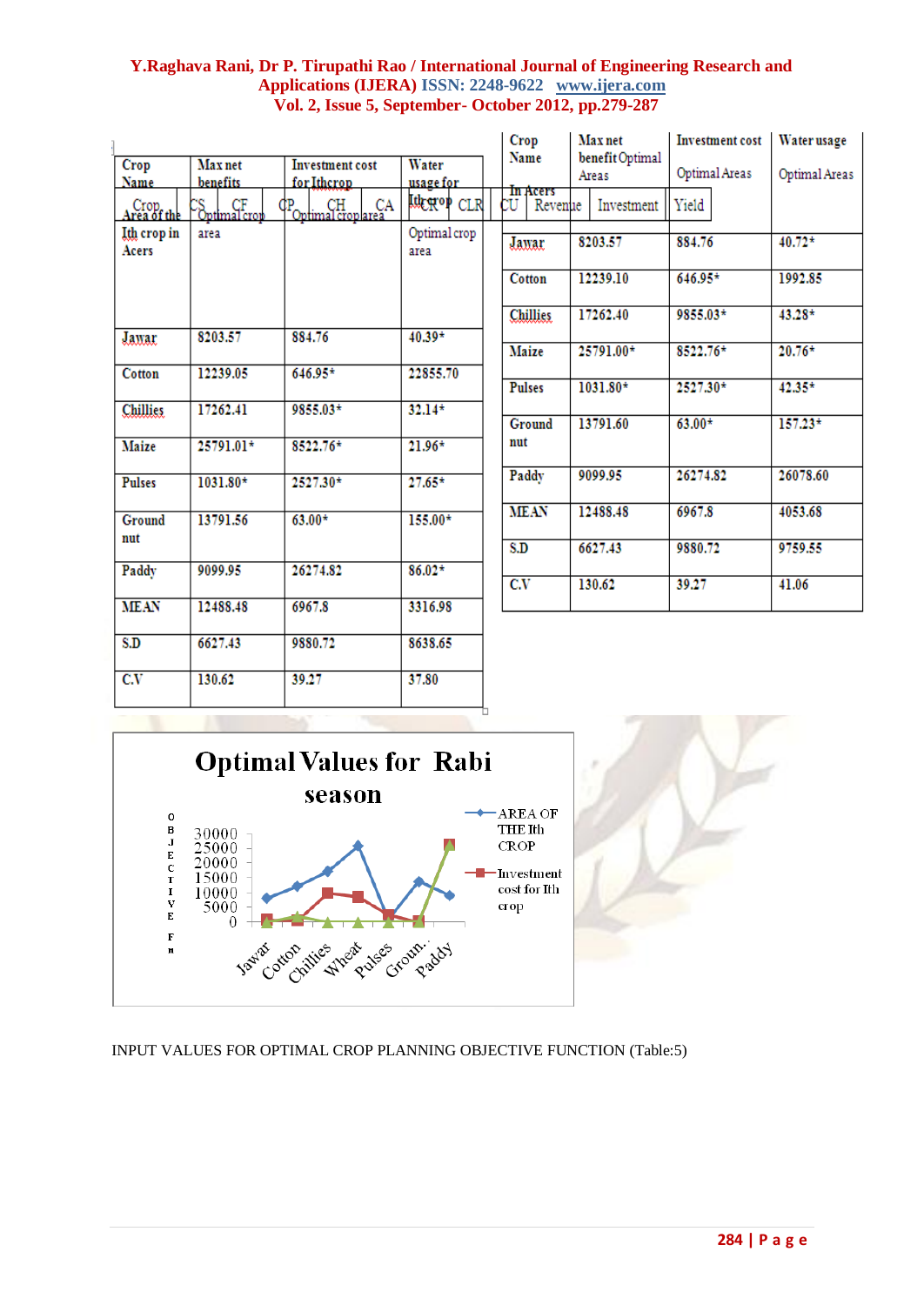| Crop Name | Max net benefits | Investment cost for Ithcrop | Water usage for Ithcrop |
|---|---|---|---|
| Crop Area of the Ith crop in Acers | Optimal crop area | Optimal crop area | Optimal crop area |
| Jawar | 8203.57 | 884.76 | 40.39* |
| Cotton | 12239.05 | 646.95* | 22855.70 |
| Chillies | 17262.41 | 9855.03* | 32.14* |
| Maize | 25791.01* | 8522.76* | 21.96* |
| Pulses | 1031.80* | 2527.30* | 27.65* |
| Ground nut | 13791.56 | 63.00* | 155.00* |
| Paddy | 9099.95 | 26274.82 | 86.02* |
| MEAN | 12488.48 | 6967.8 | 3316.98 |
| S.D | 6627.43 | 9880.72 | 8638.65 |
| C.V | 130.62 | 39.27 | 37.80 |

| Crop Name | Max net benefit Optimal Areas | Investment cost Optimal Areas | Water usage Optimal Areas |
|---|---|---|---|
| In Acers | Revenue | Investment | Yield |
| Jawar | 8203.57 | 884.76 | 40.72* |
| Cotton | 12239.10 | 646.95* | 1992.85 |
| Chillies | 17262.40 | 9855.03* | 43.28* |
| Maize | 25791.00* | 8522.76* | 20.76* |
| Pulses | 1031.80* | 2527.30* | 42.35* |
| Ground nut | 13791.60 | 63.00* | 157.23* |
| Paddy | 9099.95 | 26274.82 | 26078.60 |
| MEAN | 12488.48 | 6967.8 | 4053.68 |
| S.D | 6627.43 | 9880.72 | 9759.55 |
| C.V | 130.62 | 39.27 | 41.06 |

Optimal Values for Rabi season

OBJECTIVE Fn

30000
25000
20000
15000
10000
5000
0

Jawar, Cotton, Chillies, Wheat, Pulses, Groun.., Paddy

AREA OF THE Ith CROP

Investment cost for Ith crop

INPUT VALUES FOR OPTIMAL CROP PLANNING OBJECTIVE FUNCTION (Table:5)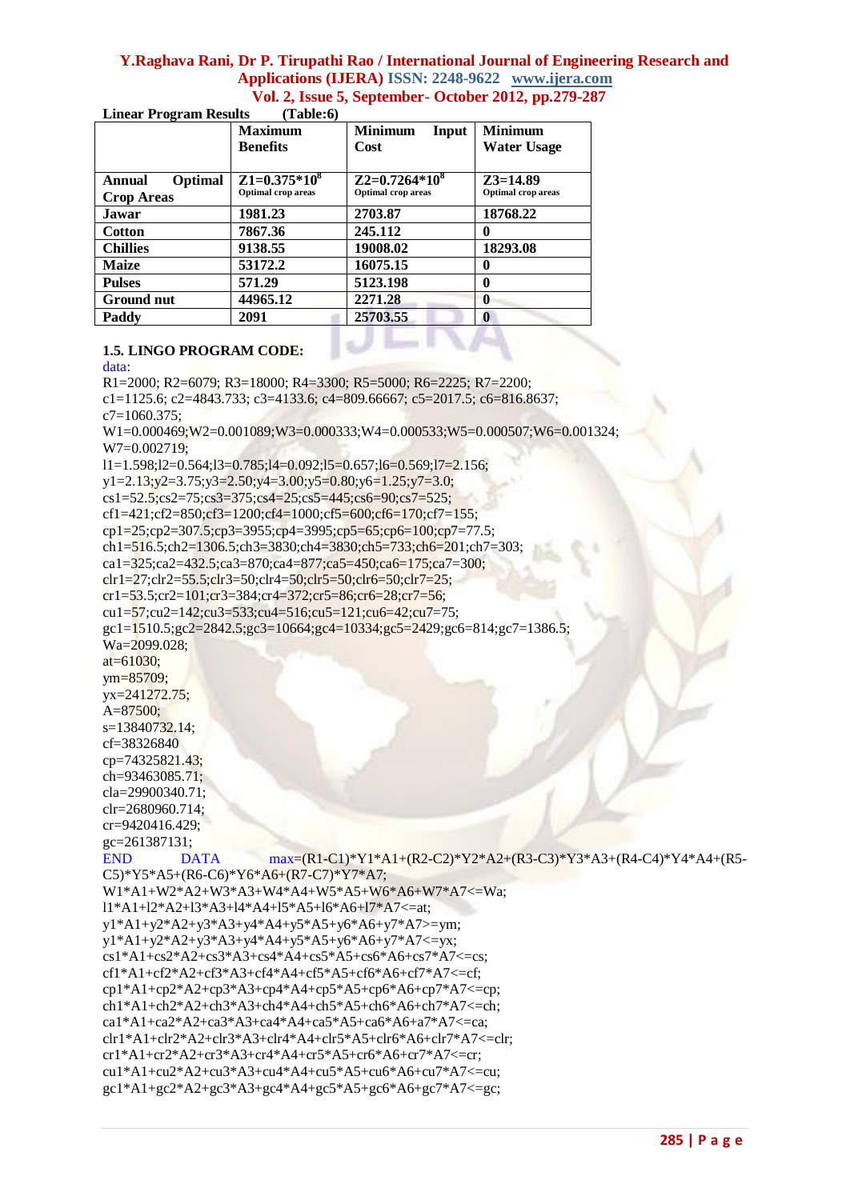**Linear Program Results (Table:6)**

| | Maximum Benefits | Minimum Input Cost | Minimum Water Usage |
|---|---|---|---|
| Annual Optimal Crop Areas | $Z1=0.375*10^8$ Optimal crop areas | $Z2=0.7264*10^8$ Optimal crop areas | Z3=14.89 Optimal crop areas |
| Jawar | 1981.23 | 2703.87 | 18768.22 |
| Cotton | 7867.36 | 245.112 | 0 |
| Chillies | 9138.55 | 19008.02 | 18293.08 |
| Maize | 53172.2 | 16075.15 | 0 |
| Pulses | 571.29 | 5123.198 | 0 |
| Ground nut | 44965.12 | 2271.28 | 0 |
| Paddy | 2091 | 25703.55 | 0 |

### 1.5. LINGO PROGRAM CODE:

```
data:
R1=2000; R2=6079; R3=18000; R4=3300; R5=5000; R6=2225; R7=2200;
c1=1125.6; c2=4843.733; c3=4133.6; c4=809.66667; c5=2017.5; c6=816.8637;
c7=1060.375;
W1=0.000469;W2=0.001089;W3=0.000333;W4=0.000533;W5=0.000507;W6=0.001324;
W7=0.002719;
l1=1.598;l2=0.564;l3=0.785;l4=0.092;l5=0.657;l6=0.569;l7=2.156;
y1=2.13;y2=3.75;y3=2.50;y4=3.00;y5=0.80;y6=1.25;y7=3.0;
cs1=52.5;cs2=75;cs3=375;cs4=25;cs5=445;cs6=90;cs7=525;
cf1=421;cf2=850;cf3=1200;cf4=1000;cf5=600;cf6=170;cf7=155;
cp1=25;cp2=307.5;cp3=3955;cp4=3995;cp5=65;cp6=100;cp7=77.5;
ch1=516.5;ch2=1306.5;ch3=3830;ch4=3830;ch5=733;ch6=201;ch7=303;
ca1=325;ca2=432.5;ca3=870;ca4=877;ca5=450;ca6=175;ca7=300;
clr1=27;clr2=55.5;clr3=50;clr4=50;clr5=50;clr6=50;clr7=25;
cr1=53.5;cr2=101;cr3=384;cr4=372;cr5=86;cr6=28;cr7=56;
cu1=57;cu2=142;cu3=533;cu4=516;cu5=121;cu6=42;cu7=75;
gc1=1510.5;gc2=2842.5;gc3=10664;gc4=10334;gc5=2429;gc6=814;gc7=1386.5;
Wa=2099.028;
at=61030;
ym=85709;
yx=241272.75;
A=87500;
s=13840732.14;
cf=38326840
cp=74325821.43;
ch=93463085.71;
cla=29900340.71;
clr=2680960.714;
cr=9420416.429;
gc=261387131;
END DATA max=(R1-C1)*Y1*A1+(R2-C2)*Y2*A2+(R3-C3)*Y3*A3+(R4-C4)*Y4*A4+(R5-C5)*Y5*A5+(R6-C6)*Y6*A6+(R7-C7)*Y7*A7;
W1*A1+W2*A2+W3*A3+W4*A4+W5*A5+W6*A6+W7*A7<=Wa;
l1*A1+l2*A2+l3*A3+l4*A4+l5*A5+l6*A6+l7*A7<=at;
y1*A1+y2*A2+y3*A3+y4*A4+y5*A5+y6*A6+y7*A7>=ym;
y1*A1+y2*A2+y3*A3+y4*A4+y5*A5+y6*A6+y7*A7<=yx;
cs1*A1+cs2*A2+cs3*A3+cs4*A4+cs5*A5+cs6*A6+cs7*A7<=cs;
cf1*A1+cf2*A2+cf3*A3+cf4*A4+cf5*A5+cf6*A6+cf7*A7<=cf;
cp1*A1+cp2*A2+cp3*A3+cp4*A4+cp5*A5+cp6*A6+cp7*A7<=cp;
ch1*A1+ch2*A2+ch3*A3+ch4*A4+ch5*A5+ch6*A6+ch7*A7<=ch;
ca1*A1+ca2*A2+ca3*A3+ca4*A4+ca5*A5+ca6*A6+a7*A7<=ca;
clr1*A1+clr2*A2+clr3*A3+clr4*A4+clr5*A5+clr6*A6+clr7*A7<=clr;
cr1*A1+cr2*A2+cr3*A3+cr4*A4+cr5*A5+cr6*A6+cr7*A7<=cr;
cu1*A1+cu2*A2+cu3*A3+cu4*A4+cu5*A5+cu6*A6+cu7*A7<=cu;
gc1*A1+gc2*A2+gc3*A3+gc4*A4+gc5*A5+gc6*A6+gc7*A7<=gc;
```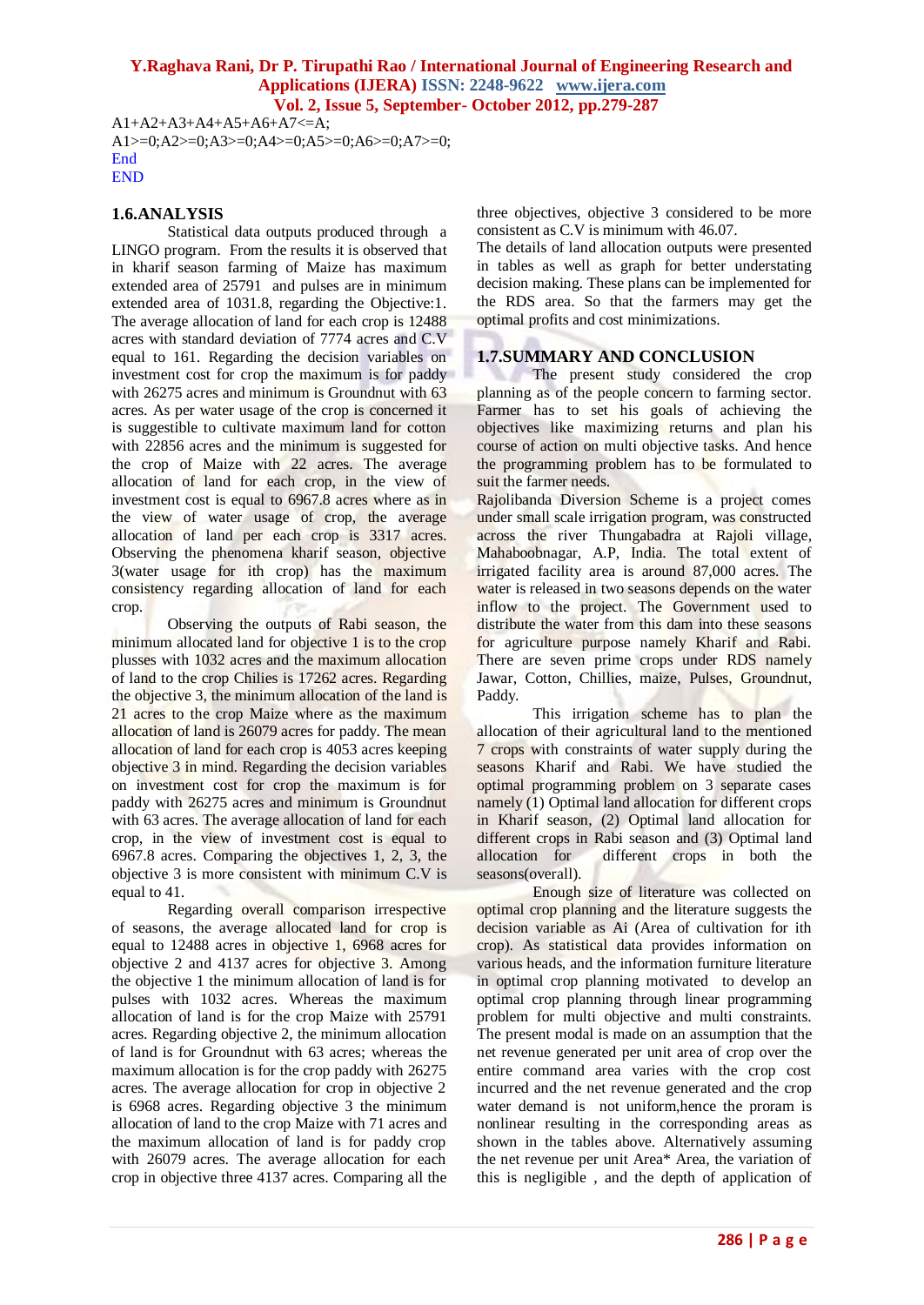```
A1+A2+A3+A4+A5+A6+A7<=A;
A1>=0;A2>=0;A3>=0;A4>=0;A5>=0;A6>=0;A7>=0;
End
END
```

## 1.6.ANALYSIS

Statistical data outputs produced through a LINGO program. From the results it is observed that in kharif season farming of Maize has maximum extended area of 25791 and pulses are in minimum extended area of 1031.8, regarding the Objective:1. The average allocation of land for each crop is 12488 acres with standard deviation of 7774 acres and C.V equal to 161. Regarding the decision variables on investment cost for crop the maximum is for paddy with 26275 acres and minimum is Groundnut with 63 acres. As per water usage of the crop is concerned it is suggestible to cultivate maximum land for cotton with 22856 acres and the minimum is suggested for the crop of Maize with 22 acres. The average allocation of land for each crop, in the view of investment cost is equal to 6967.8 acres where as in the view of water usage of crop, the average allocation of land per each crop is 3317 acres. Observing the phenomena kharif season, objective 3(water usage for ith crop) has the maximum consistency regarding allocation of land for each crop.

Observing the outputs of Rabi season, the minimum allocated land for objective 1 is to the crop plusses with 1032 acres and the maximum allocation of land to the crop Chilies is 17262 acres. Regarding the objective 3, the minimum allocation of the land is 21 acres to the crop Maize where as the maximum allocation of land is 26079 acres for paddy. The mean allocation of land for each crop is 4053 acres keeping objective 3 in mind. Regarding the decision variables on investment cost for crop the maximum is for paddy with 26275 acres and minimum is Groundnut with 63 acres. The average allocation of land for each crop, in the view of investment cost is equal to 6967.8 acres. Comparing the objectives 1, 2, 3, the objective 3 is more consistent with minimum C.V is equal to 41.

Regarding overall comparison irrespective of seasons, the average allocated land for crop is equal to 12488 acres in objective 1, 6968 acres for objective 2 and 4137 acres for objective 3. Among the objective 1 the minimum allocation of land is for pulses with 1032 acres. Whereas the maximum allocation of land is for the crop Maize with 25791 acres. Regarding objective 2, the minimum allocation of land is for Groundnut with 63 acres; whereas the maximum allocation is for the crop paddy with 26275 acres. The average allocation for crop in objective 2 is 6968 acres. Regarding objective 3 the minimum allocation of land to the crop Maize with 71 acres and the maximum allocation of land is for paddy crop with 26079 acres. The average allocation for each crop in objective three 4137 acres. Comparing all the three objectives, objective 3 considered to be more consistent as C.V is minimum with 46.07.

The details of land allocation outputs were presented in tables as well as graph for better understating decision making. These plans can be implemented for the RDS area. So that the farmers may get the optimal profits and cost minimizations.

## 1.7.SUMMARY AND CONCLUSION

The present study considered the crop planning as of the people concern to farming sector. Farmer has to set his goals of achieving the objectives like maximizing returns and plan his course of action on multi objective tasks. And hence the programming problem has to be formulated to suit the farmer needs.

Rajolibanda Diversion Scheme is a project comes under small scale irrigation program, was constructed across the river Thungabadra at Rajoli village, Mahaboobnagar, A.P, India. The total extent of irrigated facility area is around 87,000 acres. The water is released in two seasons depends on the water inflow to the project. The Government used to distribute the water from this dam into these seasons for agriculture purpose namely Kharif and Rabi. There are seven prime crops under RDS namely Jawar, Cotton, Chillies, maize, Pulses, Groundnut, Paddy.

This irrigation scheme has to plan the allocation of their agricultural land to the mentioned 7 crops with constraints of water supply during the seasons Kharif and Rabi. We have studied the optimal programming problem on 3 separate cases namely (1) Optimal land allocation for different crops in Kharif season, (2) Optimal land allocation for different crops in Rabi season and (3) Optimal land allocation for different crops in both the seasons(overall).

Enough size of literature was collected on optimal crop planning and the literature suggests the decision variable as Ai (Area of cultivation for ith crop). As statistical data provides information on various heads, and the information furniture literature in optimal crop planning motivated to develop an optimal crop planning through linear programming problem for multi objective and multi constraints. The present modal is made on an assumption that the net revenue generated per unit area of crop over the entire command area varies with the crop cost incurred and the net revenue generated and the crop water demand is not uniform,hence the proram is nonlinear resulting in the corresponding areas as shown in the tables above. Alternatively assuming the net revenue per unit Area* Area, the variation of this is negligible , and the depth of application of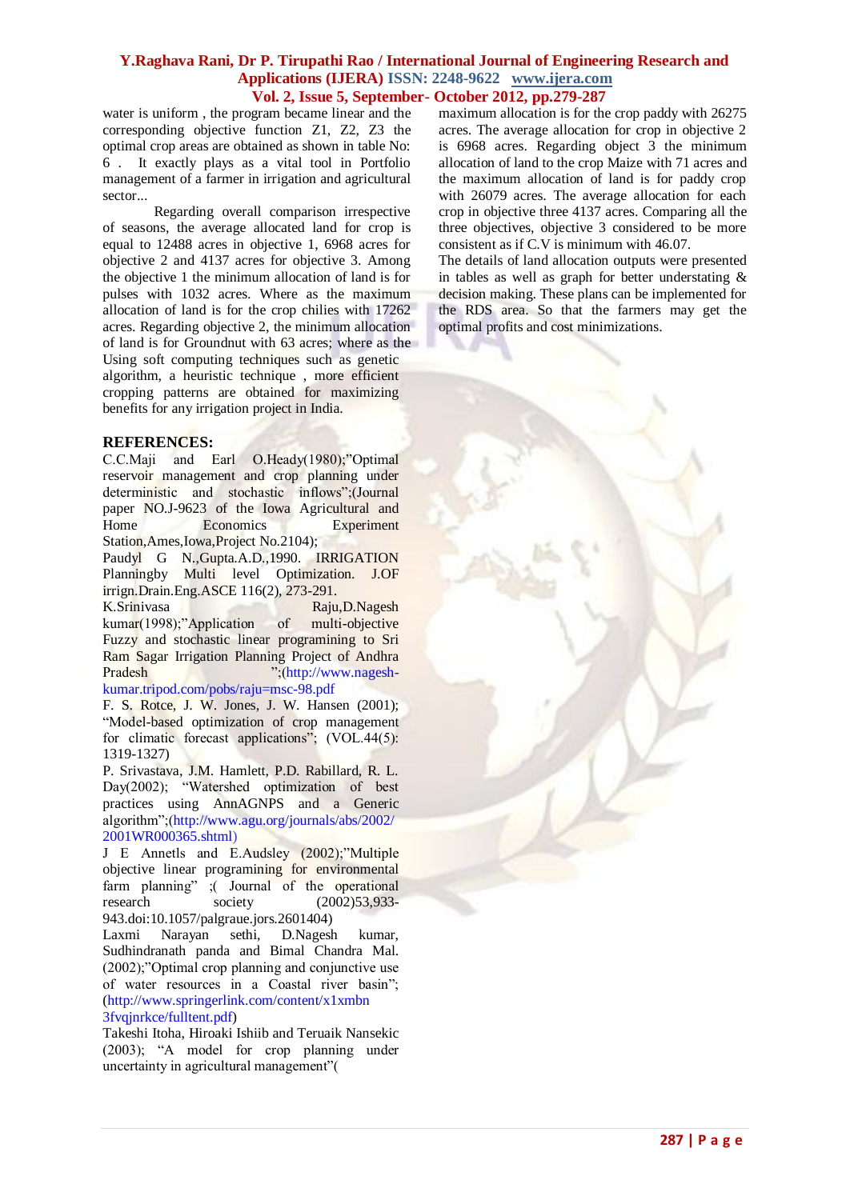water is uniform , the program became linear and the corresponding objective function Z1, Z2, Z3 the optimal crop areas are obtained as shown in table No: 6 . It exactly plays as a vital tool in Portfolio management of a farmer in irrigation and agricultural sector...

Regarding overall comparison irrespective of seasons, the average allocated land for crop is equal to 12488 acres in objective 1, 6968 acres for objective 2 and 4137 acres for objective 3. Among the objective 1 the minimum allocation of land is for pulses with 1032 acres. Where as the maximum allocation of land is for the crop chilies with 17262 acres. Regarding objective 2, the minimum allocation of land is for Groundnut with 63 acres; where as the Using soft computing techniques such as genetic algorithm, a heuristic technique , more efficient cropping patterns are obtained for maximizing benefits for any irrigation project in India.

## REFERENCES:

C.C.Maji and Earl O.Heady(1980);"Optimal reservoir management and crop planning under deterministic and stochastic inflows";(Journal paper NO.J-9623 of the Iowa Agricultural and Home Economics Experiment Station,Ames,Iowa,Project No.2104);

Paudyl G N.,Gupta.A.D.,1990. IRRIGATION Planningby Multi level Optimization. J.OF irrign.Drain.Eng.ASCE 116(2), 273-291.

K.Srinivasa Raju,D.Nagesh kumar(1998);"Application of multi-objective Fuzzy and stochastic linear programing to Sri Ram Sagar Irrigation Planning Project of Andhra Pradesh ";(http://www.nagesh-kumar.tripod.com/pobs/raju=msc-98.pdf

F. S. Rotce, J. W. Jones, J. W. Hansen (2001); "Model-based optimization of crop management for climatic forecast applications"; (VOL.44(5): 1319-1327)

P. Srivastava, J.M. Hamlett, P.D. Rabillard, R. L. Day(2002); "Watershed optimization of best practices using AnnAGNPS and a Generic algorithm";(http://www.agu.org/journals/abs/2002/2001WR000365.shtml)

J E Annetls and E.Audsley (2002);"Multiple objective linear programing for environmental farm planning" ;( Journal of the operational research society (2002)53,933-943.doi:10.1057/palgraue.jors.2601404)

Laxmi Narayan sethi, D.Nagesh kumar, Sudhindranath panda and Bimal Chandra Mal. (2002);"Optimal crop planning and conjunctive use of water resources in a Coastal river basin"; (http://www.springerlink.com/content/x1xmbn3fvqjnrkce/fulltent.pdf)

Takeshi Itoha, Hiroaki Ishiib and Teruaik Nansekic (2003); "A model for crop planning under uncertainty in agricultural management"(

maximum allocation is for the crop paddy with 26275 acres. The average allocation for crop in objective 2 is 6968 acres. Regarding object 3 the minimum allocation of land to the crop Maize with 71 acres and the maximum allocation of land is for paddy crop with 26079 acres. The average allocation for each crop in objective three 4137 acres. Comparing all the three objectives, objective 3 considered to be more consistent as if C.V is minimum with 46.07.

The details of land allocation outputs were presented in tables as well as graph for better understating & decision making. These plans can be implemented for the RDS area. So that the farmers may get the optimal profits and cost minimizations.